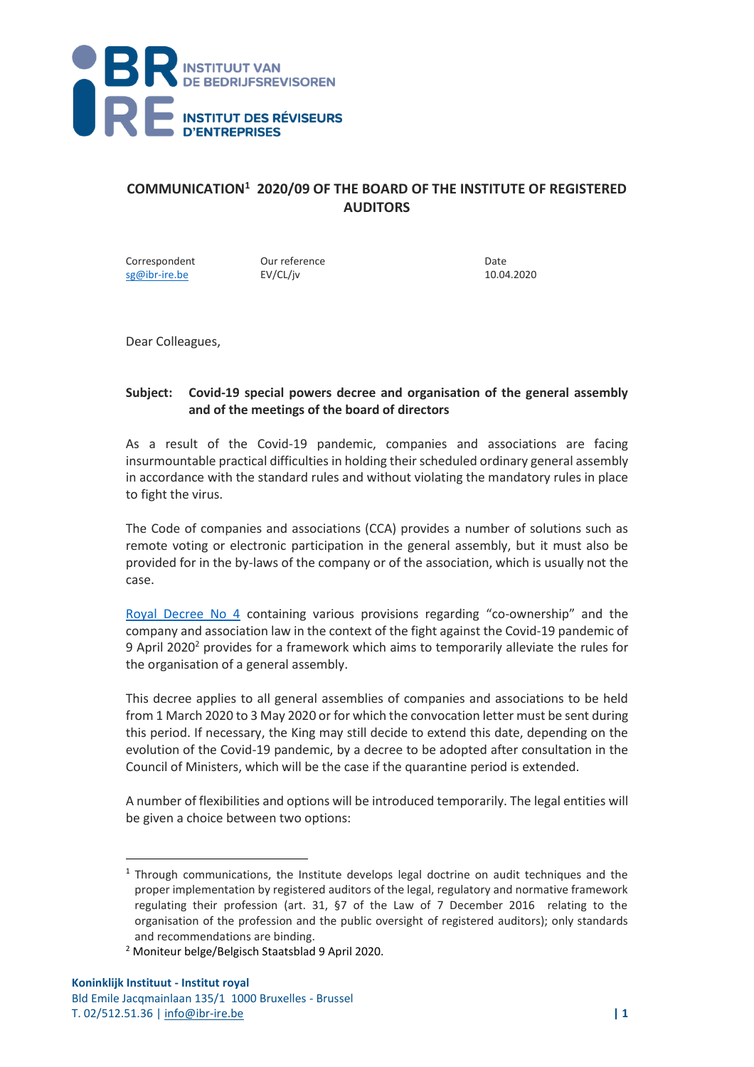INSTITUUT VAN DE BEDRIJFSREVISOREN
INSTITUT DES RÉVISEURS D'ENTREPRISES

# COMMUNICATION[1] 2020/09 OF THE BOARD OF THE INSTITUTE OF REGISTERED AUDITORS

| Correspondent | Our reference | Date |
| --- | --- | --- |
| sg@ibr-ire.be | EV/CL/jv | 10.04.2020 |

Dear Colleagues,

**Subject: Covid-19 special powers decree and organisation of the general assembly and of the meetings of the board of directors**

As a result of the Covid-19 pandemic, companies and associations are facing insurmountable practical difficulties in holding their scheduled ordinary general assembly in accordance with the standard rules and without violating the mandatory rules in place to fight the virus.

The Code of companies and associations (CCA) provides a number of solutions such as remote voting or electronic participation in the general assembly, but it must also be provided for in the by-laws of the company or of the association, which is usually not the case.

Royal Decree No 4 containing various provisions regarding "co-ownership" and the company and association law in the context of the fight against the Covid-19 pandemic of 9 April 2020[2] provides for a framework which aims to temporarily alleviate the rules for the organisation of a general assembly.

This decree applies to all general assemblies of companies and associations to be held from 1 March 2020 to 3 May 2020 or for which the convocation letter must be sent during this period. If necessary, the King may still decide to extend this date, depending on the evolution of the Covid-19 pandemic, by a decree to be adopted after consultation in the Council of Ministers, which will be the case if the quarantine period is extended.

A number of flexibilities and options will be introduced temporarily. The legal entities will be given a choice between two options:

---

[1] Through communications, the Institute develops legal doctrine on audit techniques and the proper implementation by registered auditors of the legal, regulatory and normative framework regulating their profession (art. 31, §7 of the Law of 7 December 2016 relating to the organisation of the profession and the public oversight of registered auditors); only standards and recommendations are binding.

[2] Moniteur belge/Belgisch Staatsblad 9 April 2020.

Koninklijk Instituut - Institut royal
Bld Emile Jacqmainlaan 135/1 1000 Bruxelles - Brussel
T. 02/512.51.36 | info@ibr-ire.be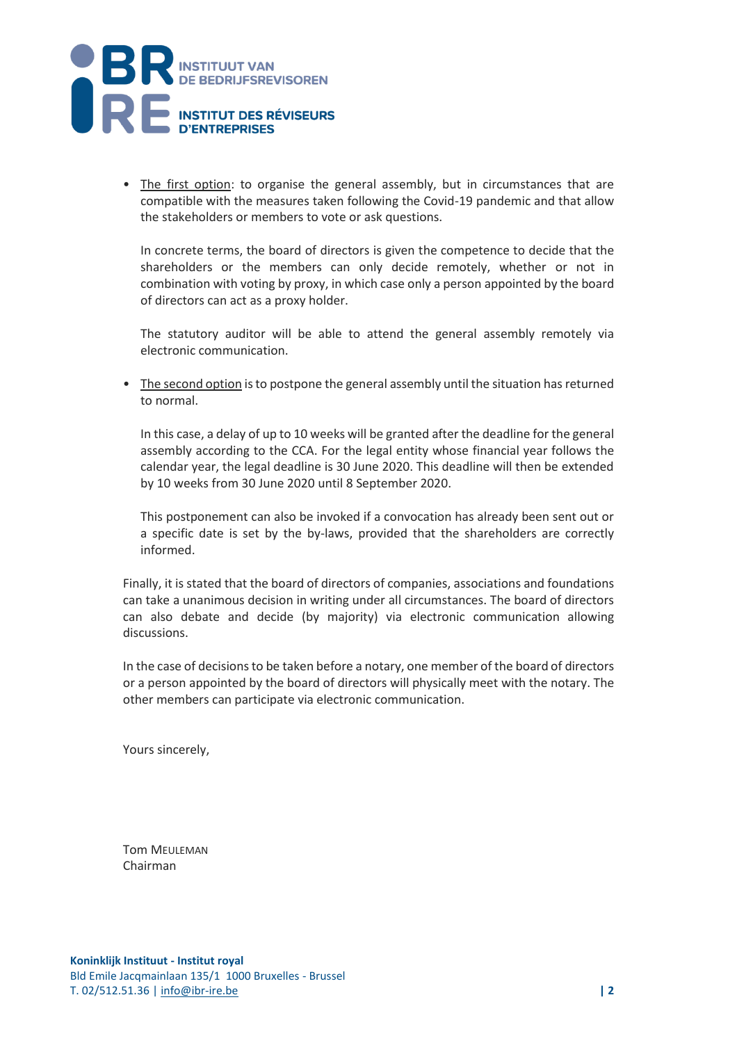- The first option: to organise the general assembly, but in circumstances that are compatible with the measures taken following the Covid-19 pandemic and that allow the stakeholders or members to vote or ask questions.

  In concrete terms, the board of directors is given the competence to decide that the shareholders or the members can only decide remotely, whether or not in combination with voting by proxy, in which case only a person appointed by the board of directors can act as a proxy holder.

  The statutory auditor will be able to attend the general assembly remotely via electronic communication.

- The second option is to postpone the general assembly until the situation has returned to normal.

  In this case, a delay of up to 10 weeks will be granted after the deadline for the general assembly according to the CCA. For the legal entity whose financial year follows the calendar year, the legal deadline is 30 June 2020. This deadline will then be extended by 10 weeks from 30 June 2020 until 8 September 2020.

  This postponement can also be invoked if a convocation has already been sent out or a specific date is set by the by-laws, provided that the shareholders are correctly informed.

Finally, it is stated that the board of directors of companies, associations and foundations can take a unanimous decision in writing under all circumstances. The board of directors can also debate and decide (by majority) via electronic communication allowing discussions.

In the case of decisions to be taken before a notary, one member of the board of directors or a person appointed by the board of directors will physically meet with the notary. The other members can participate via electronic communication.

Yours sincerely,

Tom Meuleman
Chairman